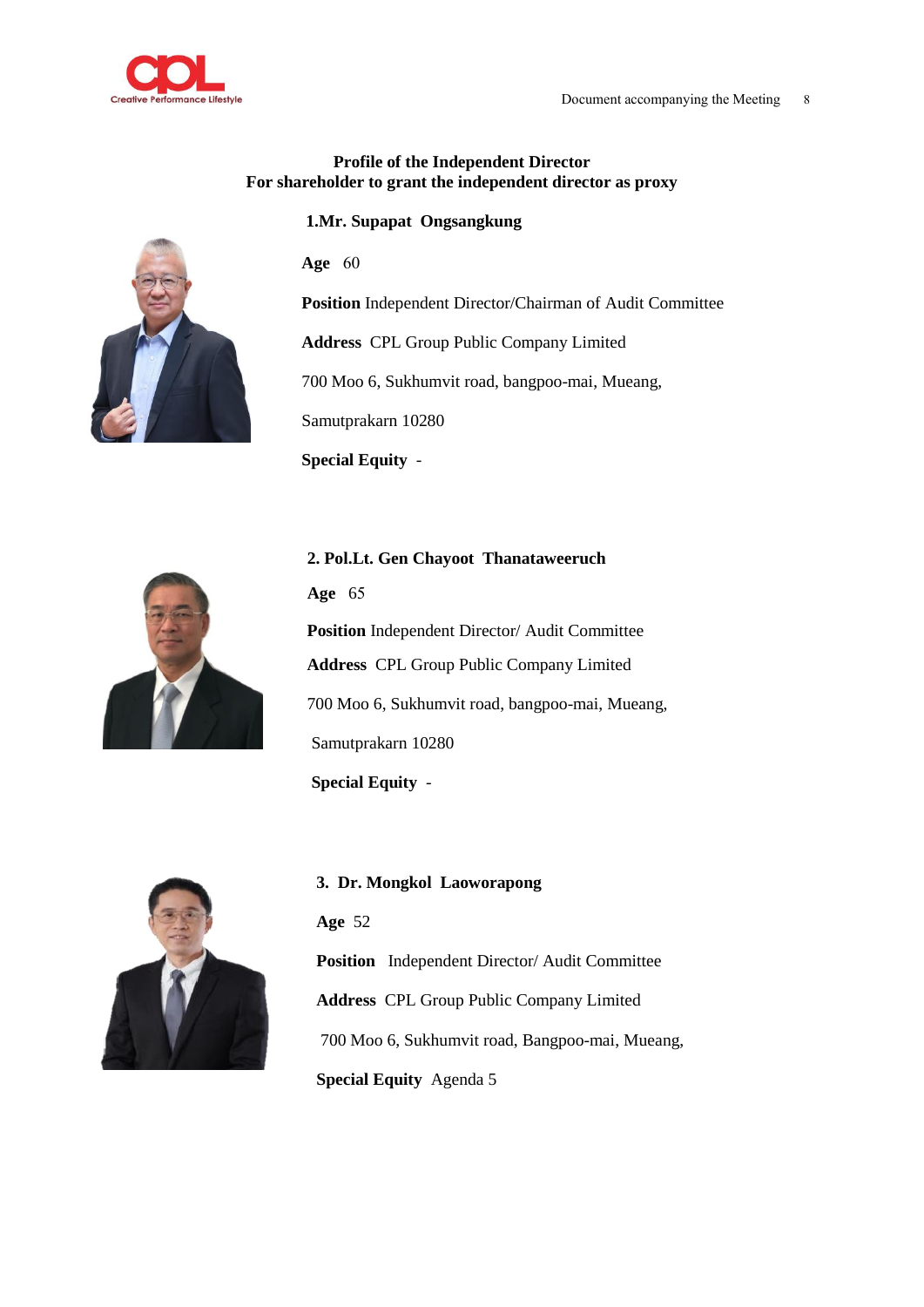**Profile of the Independent Director**
**For shareholder to grant the independent director as proxy**

**1.Mr. Supapat Ongsangkung**

**Age** 60

**Position** Independent Director/Chairman of Audit Committee

**Address** CPL Group Public Company Limited

700 Moo 6, Sukhumvit road, bangpoo-mai, Mueang,

Samutprakarn 10280

**Special Equity** -

**2. Pol.Lt. Gen Chayoot Thanataweeruch**

**Age** 65

**Position** Independent Director/ Audit Committee

**Address** CPL Group Public Company Limited

700 Moo 6, Sukhumvit road, bangpoo-mai, Mueang,

Samutprakarn 10280

**Special Equity** -

**3. Dr. Mongkol Laoworapong**

**Age** 52

**Position** Independent Director/ Audit Committee

**Address** CPL Group Public Company Limited

700 Moo 6, Sukhumvit road, Bangpoo-mai, Mueang,

**Special Equity** Agenda 5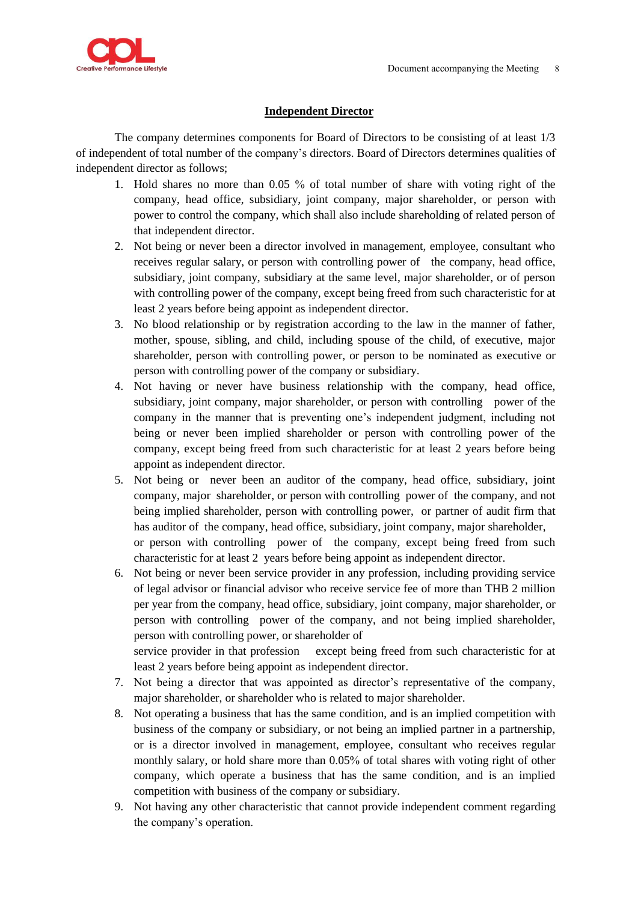## Independent Director

The company determines components for Board of Directors to be consisting of at least 1/3 of independent of total number of the company's directors. Board of Directors determines qualities of independent director as follows;

1. Hold shares no more than 0.05 % of total number of share with voting right of the company, head office, subsidiary, joint company, major shareholder, or person with power to control the company, which shall also include shareholding of related person of that independent director.
2. Not being or never been a director involved in management, employee, consultant who receives regular salary, or person with controlling power of the company, head office, subsidiary, joint company, subsidiary at the same level, major shareholder, or of person with controlling power of the company, except being freed from such characteristic for at least 2 years before being appoint as independent director.
3. No blood relationship or by registration according to the law in the manner of father, mother, spouse, sibling, and child, including spouse of the child, of executive, major shareholder, person with controlling power, or person to be nominated as executive or person with controlling power of the company or subsidiary.
4. Not having or never have business relationship with the company, head office, subsidiary, joint company, major shareholder, or person with controlling power of the company in the manner that is preventing one's independent judgment, including not being or never been implied shareholder or person with controlling power of the company, except being freed from such characteristic for at least 2 years before being appoint as independent director.
5. Not being or never been an auditor of the company, head office, subsidiary, joint company, major shareholder, or person with controlling power of the company, and not being implied shareholder, person with controlling power, or partner of audit firm that has auditor of the company, head office, subsidiary, joint company, major shareholder, or person with controlling power of the company, except being freed from such characteristic for at least 2 years before being appoint as independent director.
6. Not being or never been service provider in any profession, including providing service of legal advisor or financial advisor who receive service fee of more than THB 2 million per year from the company, head office, subsidiary, joint company, major shareholder, or person with controlling power of the company, and not being implied shareholder, person with controlling power, or shareholder of service provider in that profession except being freed from such characteristic for at least 2 years before being appoint as independent director.
7. Not being a director that was appointed as director's representative of the company, major shareholder, or shareholder who is related to major shareholder.
8. Not operating a business that has the same condition, and is an implied competition with business of the company or subsidiary, or not being an implied partner in a partnership, or is a director involved in management, employee, consultant who receives regular monthly salary, or hold share more than 0.05% of total shares with voting right of other company, which operate a business that has the same condition, and is an implied competition with business of the company or subsidiary.
9. Not having any other characteristic that cannot provide independent comment regarding the company's operation.